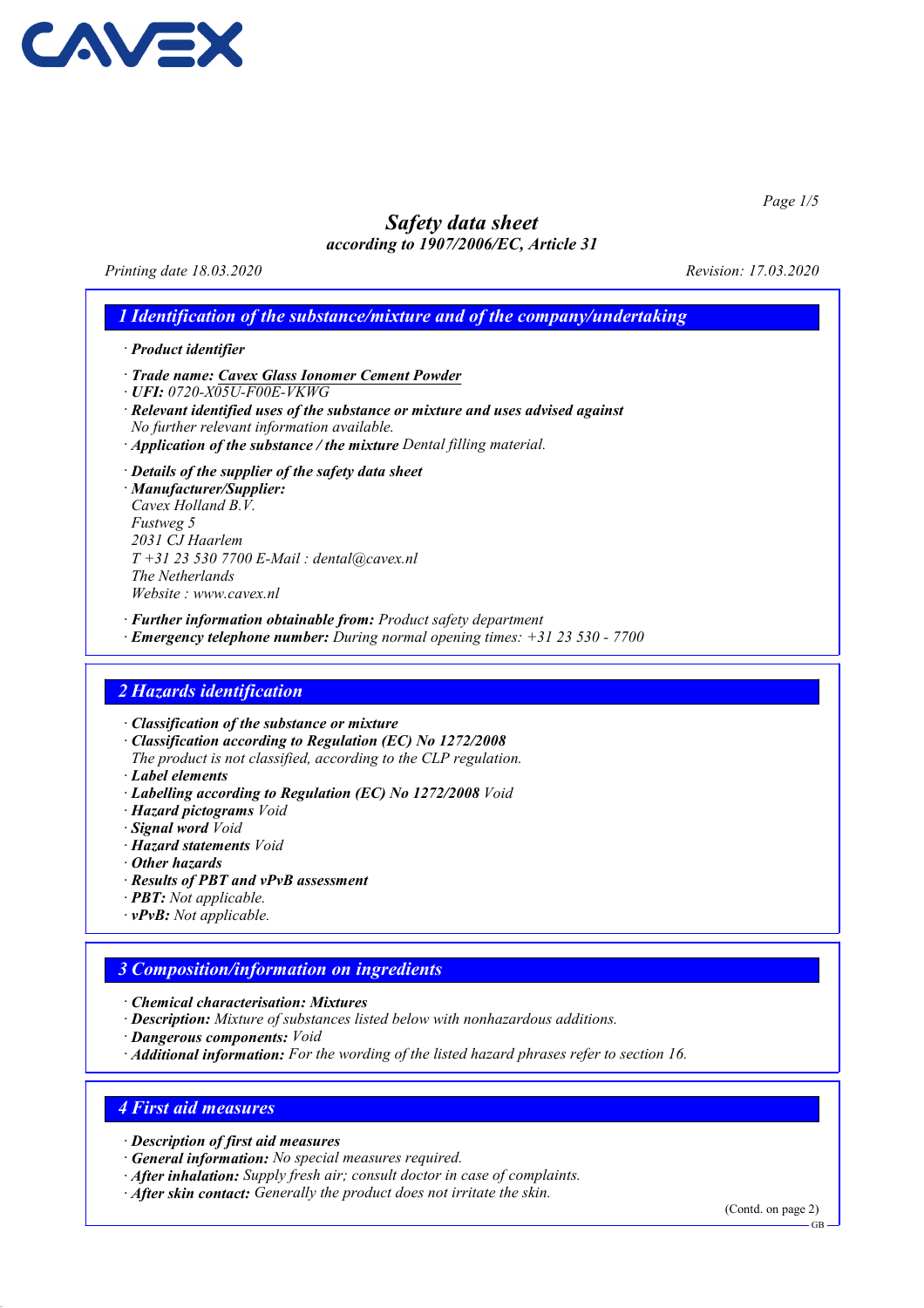CAVEX

# Safety data sheet

*according to 1907/2006/EC, Article 31*

Printing date 18.03.2020 | Revision: 17.03.2020

## 1 Identification of the substance/mixture and of the company/undertaking

· **Product identifier**

· **Trade name: Cavex Glass Ionomer Cement Powder**
· **UFI:** 0720-X05U-F00E-VKWG
· **Relevant identified uses of the substance or mixture and uses advised against**
No further relevant information available.
· **Application of the substance / the mixture** Dental filling material.

· **Details of the supplier of the safety data sheet**
· **Manufacturer/Supplier:**
Cavex Holland B.V.
Fustweg 5
2031 CJ Haarlem
T +31 23 530 7700 E-Mail : dental@cavex.nl
The Netherlands
Website : www.cavex.nl

· **Further information obtainable from:** Product safety department
· **Emergency telephone number:** During normal opening times: +31 23 530 - 7700

## 2 Hazards identification

· **Classification of the substance or mixture**
· **Classification according to Regulation (EC) No 1272/2008**
The product is not classified, according to the CLP regulation.
· **Label elements**
· **Labelling according to Regulation (EC) No 1272/2008** Void
· **Hazard pictograms** Void
· **Signal word** Void
· **Hazard statements** Void
· **Other hazards**
· **Results of PBT and vPvB assessment**
· **PBT:** Not applicable.
· **vPvB:** Not applicable.

## 3 Composition/information on ingredients

· **Chemical characterisation: Mixtures**
· **Description:** Mixture of substances listed below with nonhazardous additions.
· **Dangerous components:** Void
· **Additional information:** For the wording of the listed hazard phrases refer to section 16.

## 4 First aid measures

· **Description of first aid measures**
· **General information:** No special measures required.
· **After inhalation:** Supply fresh air; consult doctor in case of complaints.
· **After skin contact:** Generally the product does not irritate the skin.

(Contd. on page 2)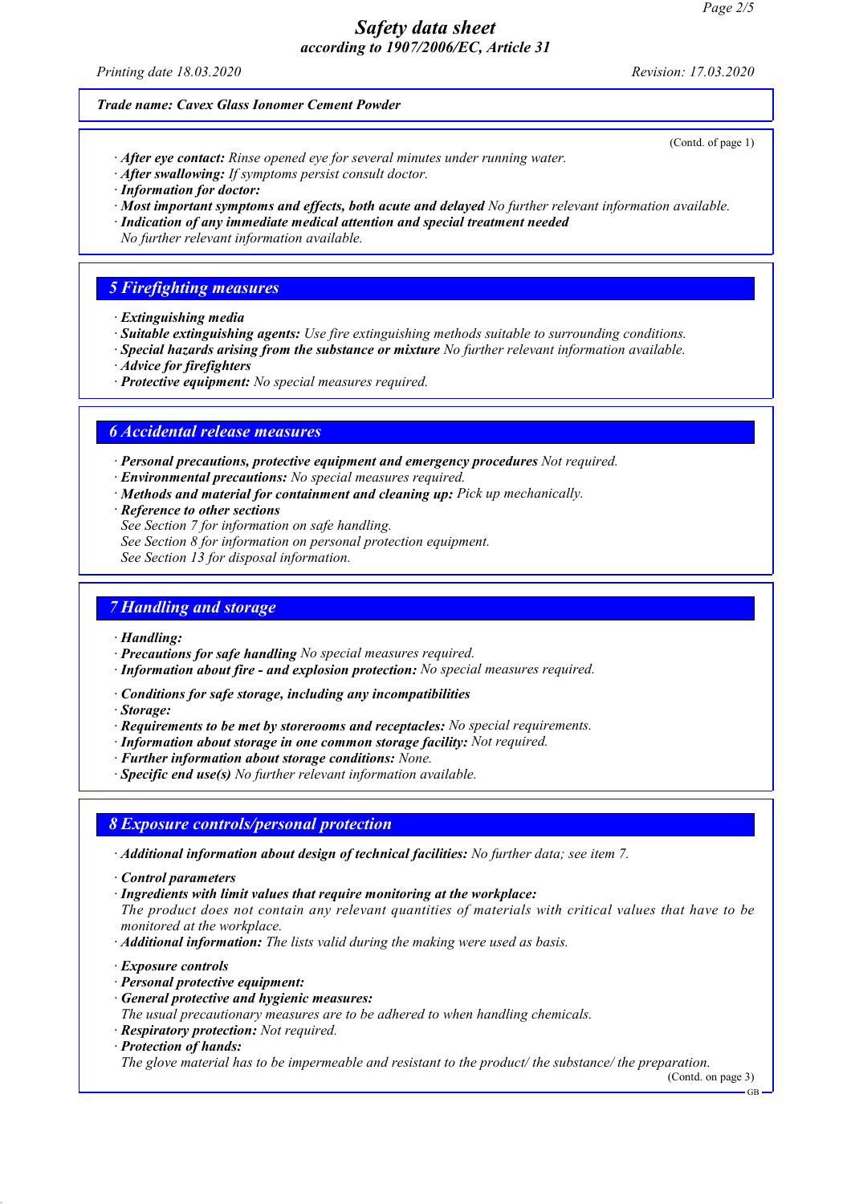*(Contd. of page 1)*

· ***After eye contact:*** *Rinse opened eye for several minutes under running water.*
· ***After swallowing:*** *If symptoms persist consult doctor.*
· ***Information for doctor:***
· ***Most important symptoms and effects, both acute and delayed*** *No further relevant information available.*
· ***Indication of any immediate medical attention and special treatment needed***
*No further relevant information available.*

## *5 Firefighting measures*

· ***Extinguishing media***
· ***Suitable extinguishing agents:*** *Use fire extinguishing methods suitable to surrounding conditions.*
· ***Special hazards arising from the substance or mixture*** *No further relevant information available.*
· ***Advice for firefighters***
· ***Protective equipment:*** *No special measures required.*

## *6 Accidental release measures*

· ***Personal precautions, protective equipment and emergency procedures*** *Not required.*
· ***Environmental precautions:*** *No special measures required.*
· ***Methods and material for containment and cleaning up:*** *Pick up mechanically.*
· ***Reference to other sections***
*See Section 7 for information on safe handling.*
*See Section 8 for information on personal protection equipment.*
*See Section 13 for disposal information.*

## *7 Handling and storage*

· ***Handling:***
· ***Precautions for safe handling*** *No special measures required.*
· ***Information about fire - and explosion protection:*** *No special measures required.*

· ***Conditions for safe storage, including any incompatibilities***
· ***Storage:***
· ***Requirements to be met by storerooms and receptacles:*** *No special requirements.*
· ***Information about storage in one common storage facility:*** *Not required.*
· ***Further information about storage conditions:*** *None.*
· ***Specific end use(s)*** *No further relevant information available.*

## *8 Exposure controls/personal protection*

· ***Additional information about design of technical facilities:*** *No further data; see item 7.*

· ***Control parameters***
· ***Ingredients with limit values that require monitoring at the workplace:***
*The product does not contain any relevant quantities of materials with critical values that have to be monitored at the workplace.*
· ***Additional information:*** *The lists valid during the making were used as basis.*

· ***Exposure controls***
· ***Personal protective equipment:***
· ***General protective and hygienic measures:***
*The usual precautionary measures are to be adhered to when handling chemicals.*
· ***Respiratory protection:*** *Not required.*
· ***Protection of hands:***
*The glove material has to be impermeable and resistant to the product/ the substance/ the preparation.*

*(Contd. on page 3)*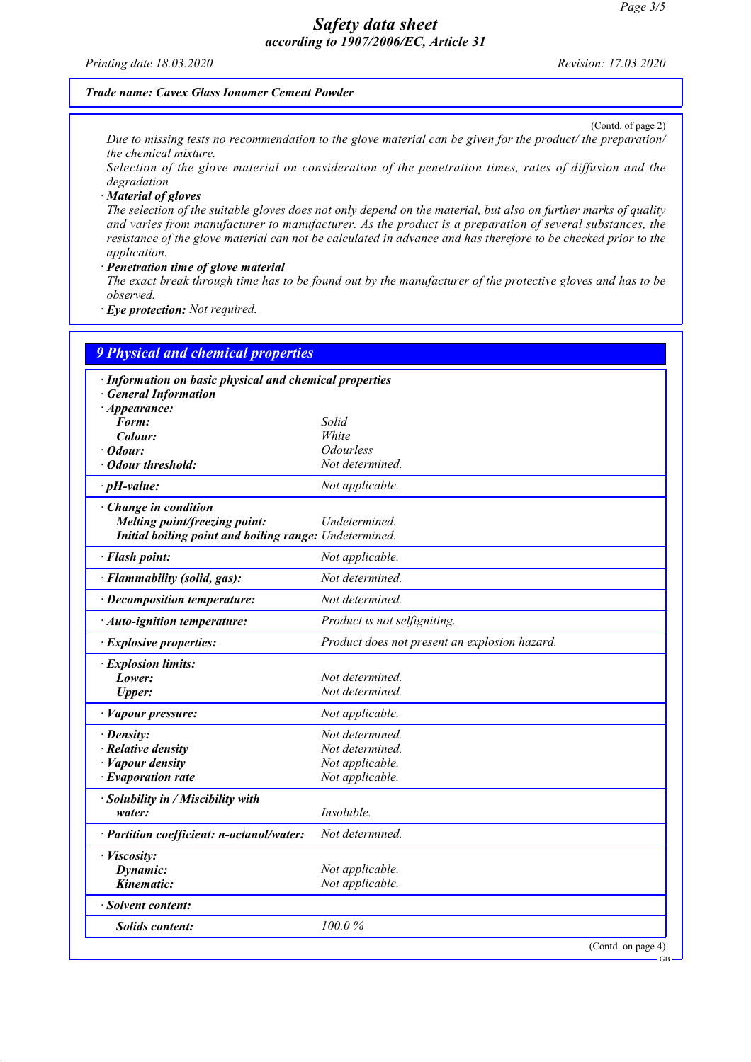*Trade name: Cavex Glass Ionomer Cement Powder*

(Contd. of page 2)

*Due to missing tests no recommendation to the glove material can be given for the product/ the preparation/ the chemical mixture.*

*Selection of the glove material on consideration of the penetration times, rates of diffusion and the degradation*

· ***Material of gloves***

*The selection of the suitable gloves does not only depend on the material, but also on further marks of quality and varies from manufacturer to manufacturer. As the product is a preparation of several substances, the resistance of the glove material can not be calculated in advance and has therefore to be checked prior to the application.*

· ***Penetration time of glove material***

*The exact break through time has to be found out by the manufacturer of the protective gloves and has to be observed.*

· ***Eye protection:*** *Not required.*

## 9 Physical and chemical properties

| | |
|---|---|
| · ***Information on basic physical and chemical properties*** | |
| · ***General Information*** | |
| · ***Appearance:*** | |
| ***Form:*** | *Solid* |
| ***Colour:*** | *White* |
| · ***Odour:*** | *Odourless* |
| · ***Odour threshold:*** | *Not determined.* |
| · ***pH-value:*** | *Not applicable.* |
| · ***Change in condition*** | |
| ***Melting point/freezing point:*** | *Undetermined.* |
| ***Initial boiling point and boiling range:*** | *Undetermined.* |
| · ***Flash point:*** | *Not applicable.* |
| · ***Flammability (solid, gas):*** | *Not determined.* |
| · ***Decomposition temperature:*** | *Not determined.* |
| · ***Auto-ignition temperature:*** | *Product is not selfigniting.* |
| · ***Explosive properties:*** | *Product does not present an explosion hazard.* |
| · ***Explosion limits:*** | |
| ***Lower:*** | *Not determined.* |
| ***Upper:*** | *Not determined.* |
| · ***Vapour pressure:*** | *Not applicable.* |
| · ***Density:*** | *Not determined.* |
| · ***Relative density*** | *Not determined.* |
| · ***Vapour density*** | *Not applicable.* |
| · ***Evaporation rate*** | *Not applicable.* |
| · ***Solubility in / Miscibility with water:*** | *Insoluble.* |
| · ***Partition coefficient: n-octanol/water:*** | *Not determined.* |
| · ***Viscosity:*** | |
| ***Dynamic:*** | *Not applicable.* |
| ***Kinematic:*** | *Not applicable.* |
| · ***Solvent content:*** | |
| ***Solids content:*** | *100.0 %* |

(Contd. on page 4)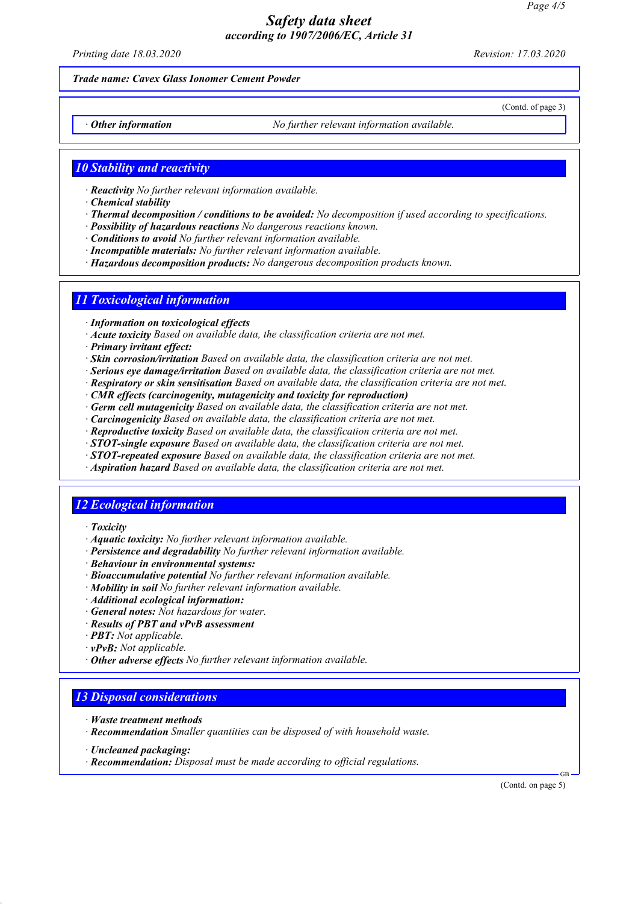*Trade name: Cavex Glass Ionomer Cement Powder*

(Contd. of page 3)

· **Other information** No further relevant information available.

## 10 Stability and reactivity

· **Reactivity** No further relevant information available.
· **Chemical stability**
· **Thermal decomposition / conditions to be avoided:** No decomposition if used according to specifications.
· **Possibility of hazardous reactions** No dangerous reactions known.
· **Conditions to avoid** No further relevant information available.
· **Incompatible materials:** No further relevant information available.
· **Hazardous decomposition products:** No dangerous decomposition products known.

## 11 Toxicological information

· **Information on toxicological effects**
· **Acute toxicity** Based on available data, the classification criteria are not met.
· **Primary irritant effect:**
· **Skin corrosion/irritation** Based on available data, the classification criteria are not met.
· **Serious eye damage/irritation** Based on available data, the classification criteria are not met.
· **Respiratory or skin sensitisation** Based on available data, the classification criteria are not met.
· **CMR effects (carcinogenity, mutagenicity and toxicity for reproduction)**
· **Germ cell mutagenicity** Based on available data, the classification criteria are not met.
· **Carcinogenicity** Based on available data, the classification criteria are not met.
· **Reproductive toxicity** Based on available data, the classification criteria are not met.
· **STOT-single exposure** Based on available data, the classification criteria are not met.
· **STOT-repeated exposure** Based on available data, the classification criteria are not met.
· **Aspiration hazard** Based on available data, the classification criteria are not met.

## 12 Ecological information

· **Toxicity**
· **Aquatic toxicity:** No further relevant information available.
· **Persistence and degradability** No further relevant information available.
· **Behaviour in environmental systems:**
· **Bioaccumulative potential** No further relevant information available.
· **Mobility in soil** No further relevant information available.
· **Additional ecological information:**
· **General notes:** Not hazardous for water.
· **Results of PBT and vPvB assessment**
· **PBT:** Not applicable.
· **vPvB:** Not applicable.
· **Other adverse effects** No further relevant information available.

## 13 Disposal considerations

· **Waste treatment methods**
· **Recommendation** Smaller quantities can be disposed of with household waste.

· **Uncleaned packaging:**
· **Recommendation:** Disposal must be made according to official regulations.

(Contd. on page 5)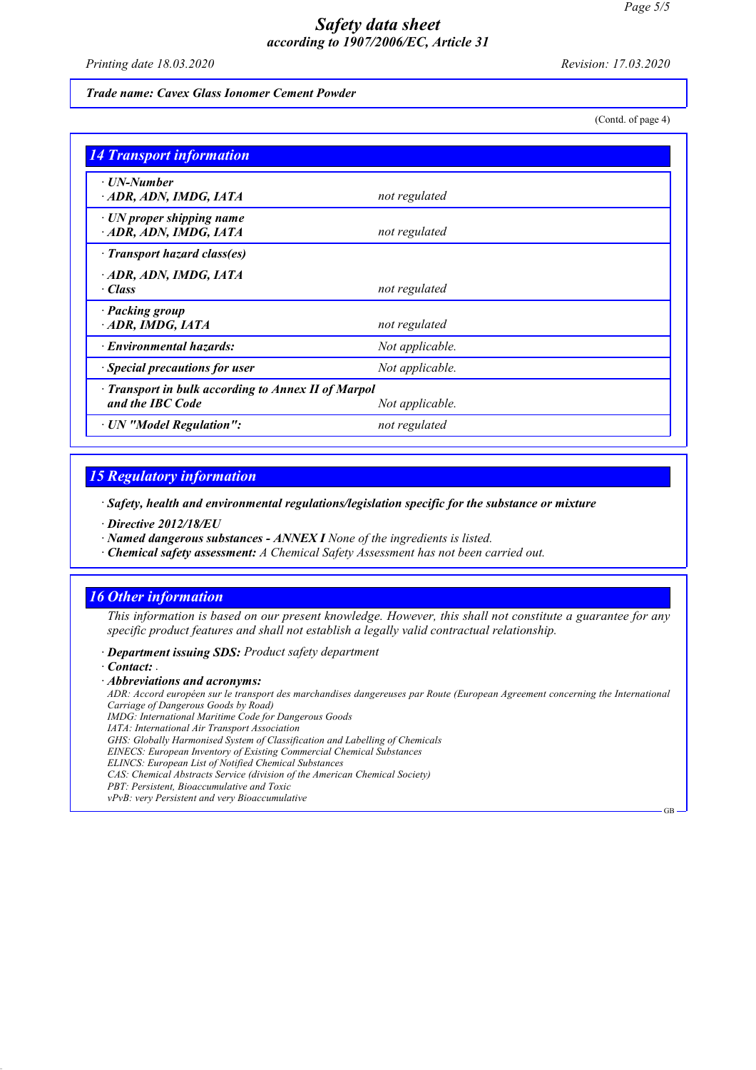*Trade name: Cavex Glass Ionomer Cement Powder*

(Contd. of page 4)

## 14 Transport information

| | |
|---|---|
| · **UN-Number**<br>· **ADR, ADN, IMDG, IATA** | *not regulated* |
| · **UN proper shipping name**<br>· **ADR, ADN, IMDG, IATA** | *not regulated* |
| · **Transport hazard class(es)**<br><br>· **ADR, ADN, IMDG, IATA**<br>· **Class** | *not regulated* |
| · **Packing group**<br>· **ADR, IMDG, IATA** | *not regulated* |
| · **Environmental hazards:** | *Not applicable.* |
| · **Special precautions for user** | *Not applicable.* |
| · **Transport in bulk according to Annex II of Marpol and the IBC Code** | *Not applicable.* |
| · **UN "Model Regulation":** | *not regulated* |

## 15 Regulatory information

· **Safety, health and environmental regulations/legislation specific for the substance or mixture**

· **Directive 2012/18/EU**

· **Named dangerous substances - ANNEX I** *None of the ingredients is listed.*

· **Chemical safety assessment:** *A Chemical Safety Assessment has not been carried out.*

## 16 Other information

*This information is based on our present knowledge. However, this shall not constitute a guarantee for any specific product features and shall not establish a legally valid contractual relationship.*

· **Department issuing SDS:** *Product safety department*

· **Contact:** *.*

· **Abbreviations and acronyms:**

*ADR: Accord européen sur le transport des marchandises dangereuses par Route (European Agreement concerning the International Carriage of Dangerous Goods by Road)*
*IMDG: International Maritime Code for Dangerous Goods*
*IATA: International Air Transport Association*
*GHS: Globally Harmonised System of Classification and Labelling of Chemicals*
*EINECS: European Inventory of Existing Commercial Chemical Substances*
*ELINCS: European List of Notified Chemical Substances*
*CAS: Chemical Abstracts Service (division of the American Chemical Society)*
*PBT: Persistent, Bioaccumulative and Toxic*
*vPvB: very Persistent and very Bioaccumulative*